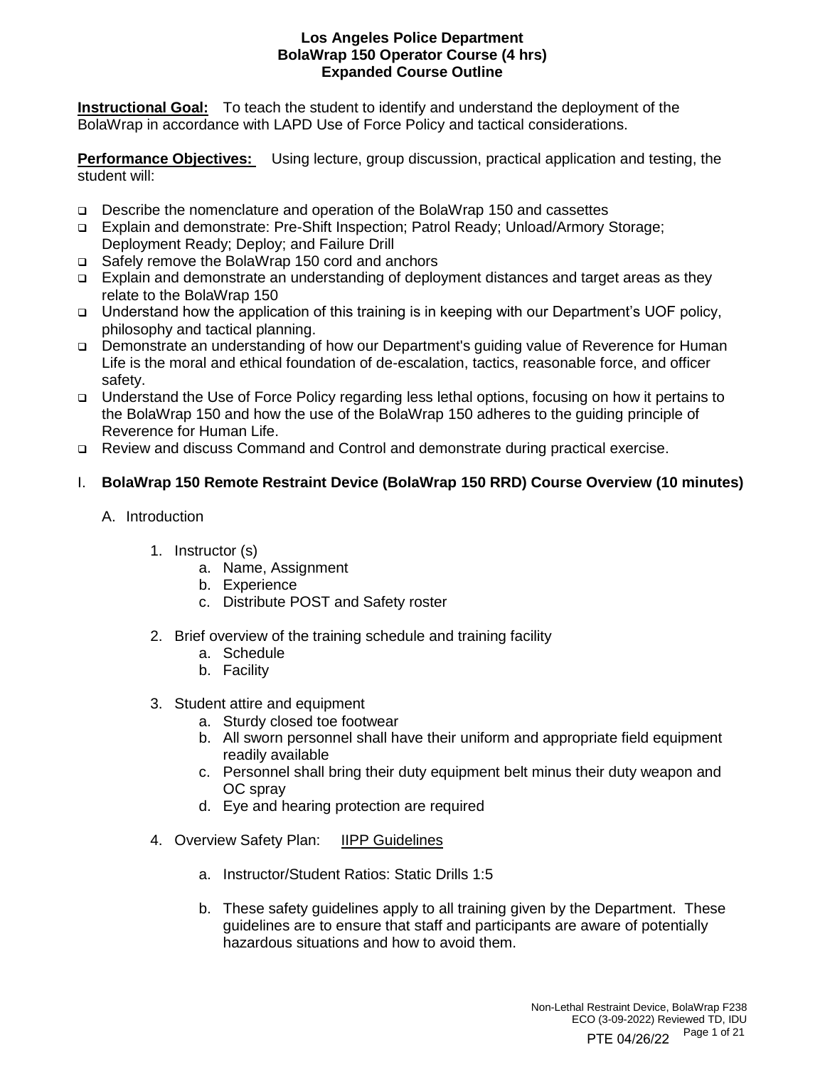# Los Angeles Police Department
## BolaWrap 150 Operator Course (4 hrs)
## Expanded Course Outline

**Instructional Goal:** To teach the student to identify and understand the deployment of the BolaWrap in accordance with LAPD Use of Force Policy and tactical considerations.

**Performance Objectives:** Using lecture, group discussion, practical application and testing, the student will:

- Describe the nomenclature and operation of the BolaWrap 150 and cassettes
- Explain and demonstrate: Pre-Shift Inspection; Patrol Ready; Unload/Armory Storage; Deployment Ready; Deploy; and Failure Drill
- Safely remove the BolaWrap 150 cord and anchors
- Explain and demonstrate an understanding of deployment distances and target areas as they relate to the BolaWrap 150
- Understand how the application of this training is in keeping with our Department's UOF policy, philosophy and tactical planning.
- Demonstrate an understanding of how our Department's guiding value of Reverence for Human Life is the moral and ethical foundation of de-escalation, tactics, reasonable force, and officer safety.
- Understand the Use of Force Policy regarding less lethal options, focusing on how it pertains to the BolaWrap 150 and how the use of the BolaWrap 150 adheres to the guiding principle of Reverence for Human Life.
- Review and discuss Command and Control and demonstrate during practical exercise.

I. **BolaWrap 150 Remote Restraint Device (BolaWrap 150 RRD) Course Overview (10 minutes)**

   A. Introduction

      1. Instructor (s)
         a. Name, Assignment
         b. Experience
         c. Distribute POST and Safety roster

      2. Brief overview of the training schedule and training facility
         a. Schedule
         b. Facility

      3. Student attire and equipment
         a. Sturdy closed toe footwear
         b. All sworn personnel shall have their uniform and appropriate field equipment readily available
         c. Personnel shall bring their duty equipment belt minus their duty weapon and OC spray
         d. Eye and hearing protection are required

      4. Overview Safety Plan: IIPP Guidelines

         a. Instructor/Student Ratios: Static Drills 1:5

         b. These safety guidelines apply to all training given by the Department. These guidelines are to ensure that staff and participants are aware of potentially hazardous situations and how to avoid them.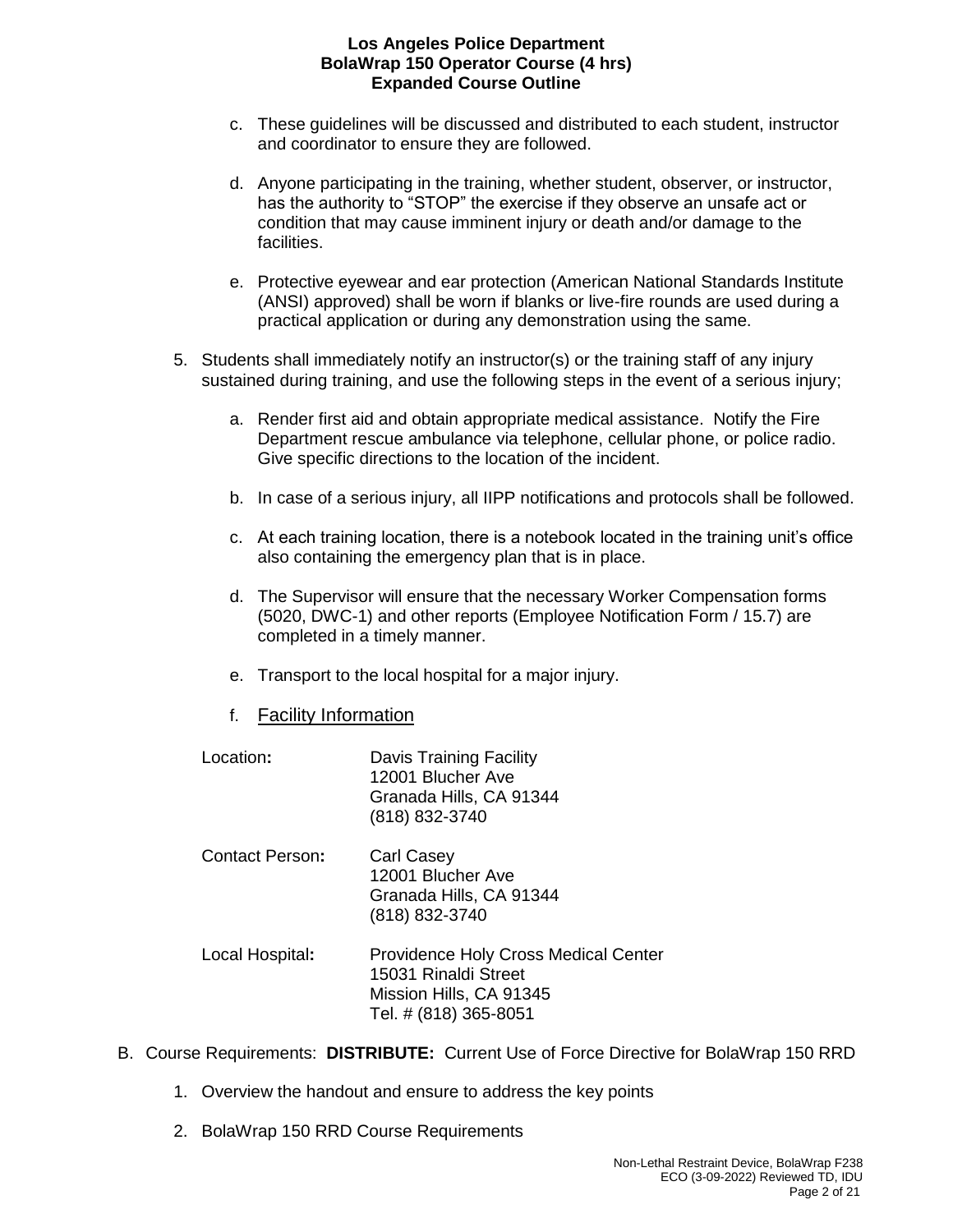c. These guidelines will be discussed and distributed to each student, instructor and coordinator to ensure they are followed.

d. Anyone participating in the training, whether student, observer, or instructor, has the authority to "STOP" the exercise if they observe an unsafe act or condition that may cause imminent injury or death and/or damage to the facilities.

e. Protective eyewear and ear protection (American National Standards Institute (ANSI) approved) shall be worn if blanks or live-fire rounds are used during a practical application or during any demonstration using the same.

5. Students shall immediately notify an instructor(s) or the training staff of any injury sustained during training, and use the following steps in the event of a serious injury;

   a. Render first aid and obtain appropriate medical assistance. Notify the Fire Department rescue ambulance via telephone, cellular phone, or police radio. Give specific directions to the location of the incident.

   b. In case of a serious injury, all IIPP notifications and protocols shall be followed.

   c. At each training location, there is a notebook located in the training unit's office also containing the emergency plan that is in place.

   d. The Supervisor will ensure that the necessary Worker Compensation forms (5020, DWC-1) and other reports (Employee Notification Form / 15.7) are completed in a timely manner.

   e. Transport to the local hospital for a major injury.

   f. Facility Information

| | |
|---|---|
| Location**:** | Davis Training Facility<br>12001 Blucher Ave<br>Granada Hills, CA 91344<br>(818) 832-3740 |
| Contact Person**:** | Carl Casey<br>12001 Blucher Ave<br>Granada Hills, CA 91344<br>(818) 832-3740 |
| Local Hospital**:** | Providence Holy Cross Medical Center<br>15031 Rinaldi Street<br>Mission Hills, CA 91345<br>Tel. # (818) 365-8051 |

B. Course Requirements: **DISTRIBUTE:** Current Use of Force Directive for BolaWrap 150 RRD

1. Overview the handout and ensure to address the key points

2. BolaWrap 150 RRD Course Requirements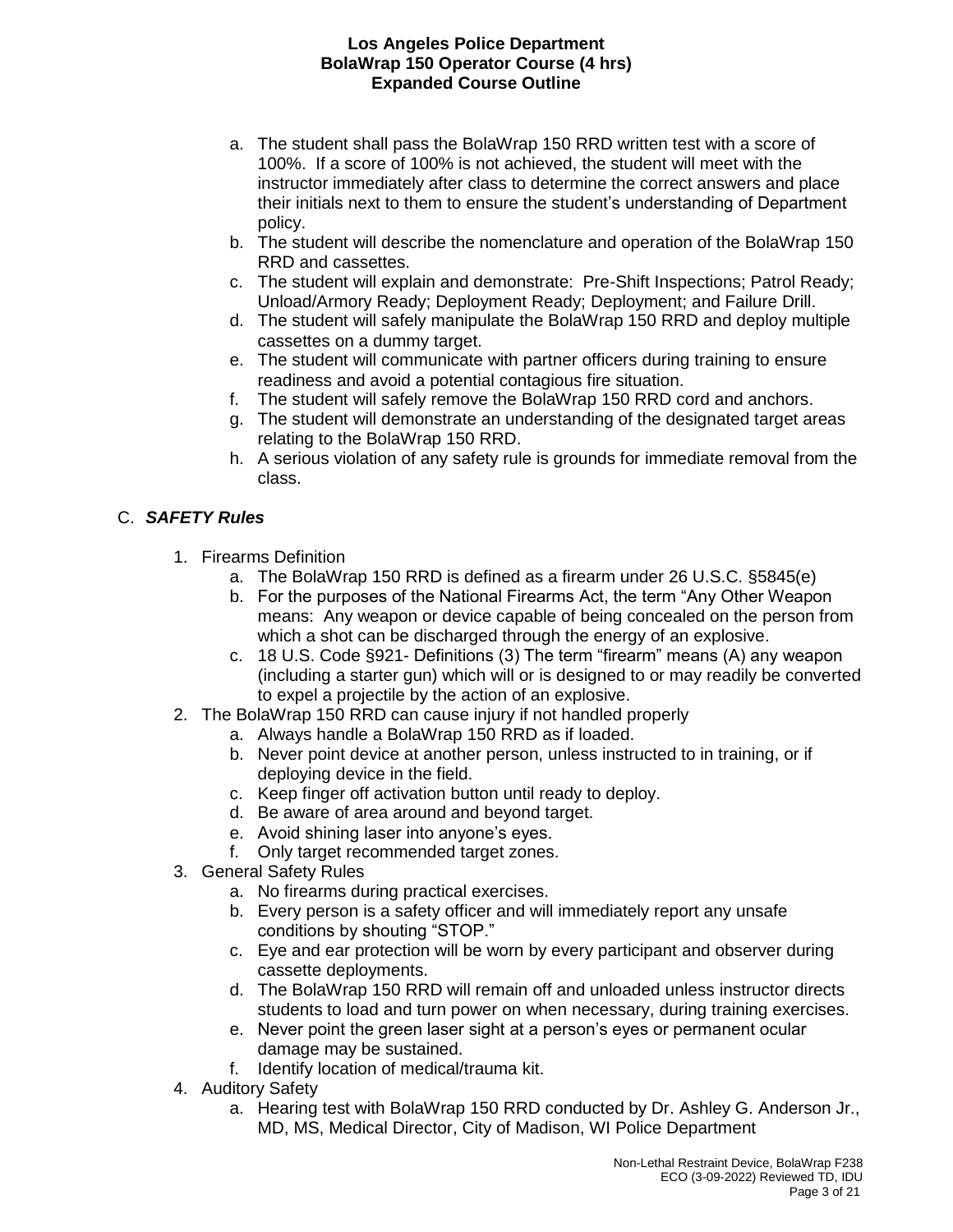a. The student shall pass the BolaWrap 150 RRD written test with a score of 100%. If a score of 100% is not achieved, the student will meet with the instructor immediately after class to determine the correct answers and place their initials next to them to ensure the student's understanding of Department policy.
b. The student will describe the nomenclature and operation of the BolaWrap 150 RRD and cassettes.
c. The student will explain and demonstrate: Pre-Shift Inspections; Patrol Ready; Unload/Armory Ready; Deployment Ready; Deployment; and Failure Drill.
d. The student will safely manipulate the BolaWrap 150 RRD and deploy multiple cassettes on a dummy target.
e. The student will communicate with partner officers during training to ensure readiness and avoid a potential contagious fire situation.
f. The student will safely remove the BolaWrap 150 RRD cord and anchors.
g. The student will demonstrate an understanding of the designated target areas relating to the BolaWrap 150 RRD.
h. A serious violation of any safety rule is grounds for immediate removal from the class.

## C. ***SAFETY Rules***

1. Firearms Definition
   a. The BolaWrap 150 RRD is defined as a firearm under 26 U.S.C. §5845(e)
   b. For the purposes of the National Firearms Act, the term "Any Other Weapon means: Any weapon or device capable of being concealed on the person from which a shot can be discharged through the energy of an explosive.
   c. 18 U.S. Code §921- Definitions (3) The term "firearm" means (A) any weapon (including a starter gun) which will or is designed to or may readily be converted to expel a projectile by the action of an explosive.
2. The BolaWrap 150 RRD can cause injury if not handled properly
   a. Always handle a BolaWrap 150 RRD as if loaded.
   b. Never point device at another person, unless instructed to in training, or if deploying device in the field.
   c. Keep finger off activation button until ready to deploy.
   d. Be aware of area around and beyond target.
   e. Avoid shining laser into anyone's eyes.
   f. Only target recommended target zones.
3. General Safety Rules
   a. No firearms during practical exercises.
   b. Every person is a safety officer and will immediately report any unsafe conditions by shouting "STOP."
   c. Eye and ear protection will be worn by every participant and observer during cassette deployments.
   d. The BolaWrap 150 RRD will remain off and unloaded unless instructor directs students to load and turn power on when necessary, during training exercises.
   e. Never point the green laser sight at a person's eyes or permanent ocular damage may be sustained.
   f. Identify location of medical/trauma kit.
4. Auditory Safety
   a. Hearing test with BolaWrap 150 RRD conducted by Dr. Ashley G. Anderson Jr., MD, MS, Medical Director, City of Madison, WI Police Department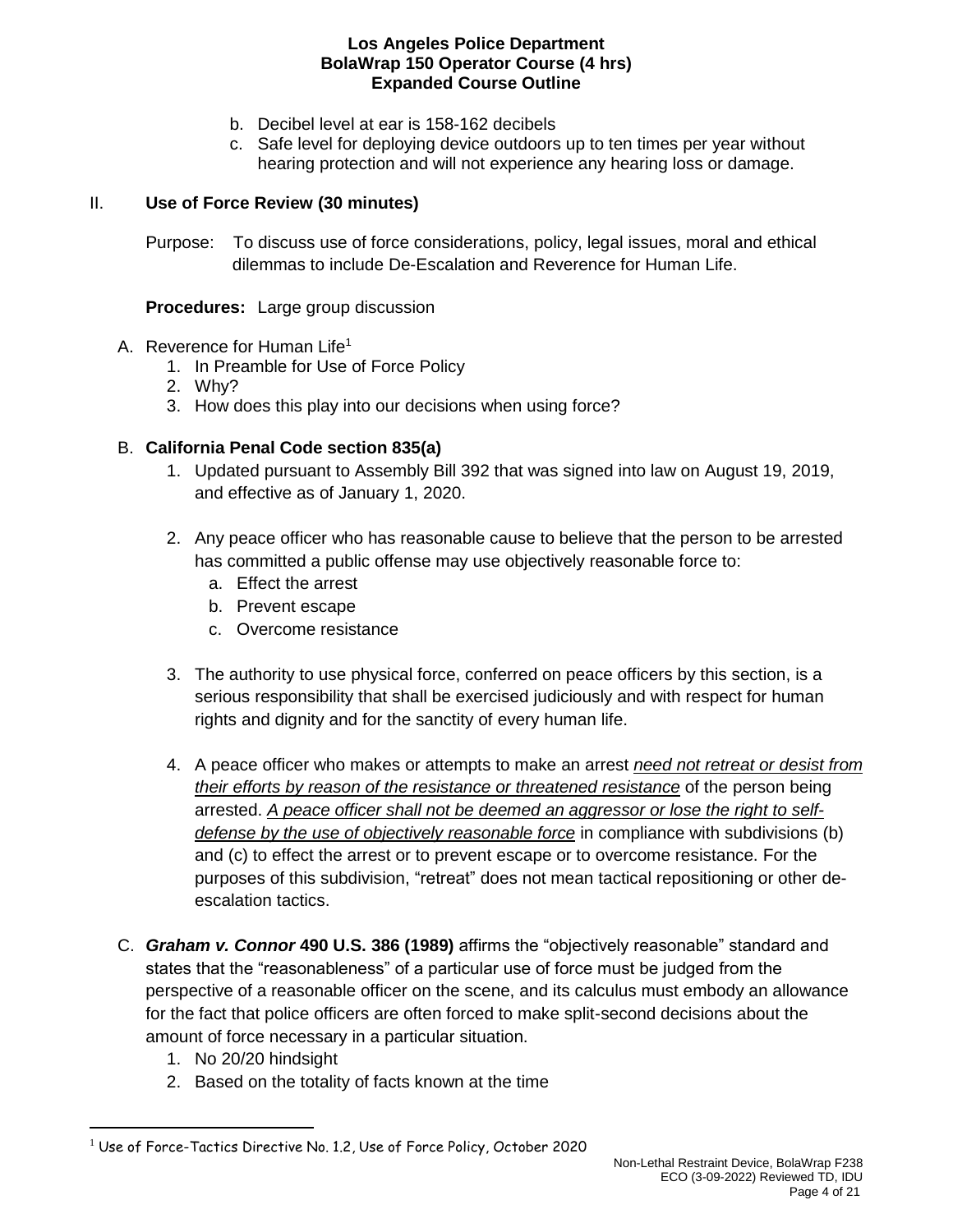b. Decibel level at ear is 158-162 decibels
c. Safe level for deploying device outdoors up to ten times per year without hearing protection and will not experience any hearing loss or damage.

## II. Use of Force Review (30 minutes)

Purpose: To discuss use of force considerations, policy, legal issues, moral and ethical dilemmas to include De-Escalation and Reverence for Human Life.

**Procedures:** Large group discussion

A. Reverence for Human Life[1]
   1. In Preamble for Use of Force Policy
   2. Why?
   3. How does this play into our decisions when using force?

B. **California Penal Code section 835(a)**
   1. Updated pursuant to Assembly Bill 392 that was signed into law on August 19, 2019, and effective as of January 1, 2020.

   2. Any peace officer who has reasonable cause to believe that the person to be arrested has committed a public offense may use objectively reasonable force to:
      a. Effect the arrest
      b. Prevent escape
      c. Overcome resistance

   3. The authority to use physical force, conferred on peace officers by this section, is a serious responsibility that shall be exercised judiciously and with respect for human rights and dignity and for the sanctity of every human life.

   4. A peace officer who makes or attempts to make an arrest <u>*need not retreat or desist from their efforts by reason of the resistance or threatened resistance*</u> of the person being arrested. <u>*A peace officer shall not be deemed an aggressor or lose the right to self-defense by the use of objectively reasonable force*</u> in compliance with subdivisions (b) and (c) to effect the arrest or to prevent escape or to overcome resistance. For the purposes of this subdivision, "retreat" does not mean tactical repositioning or other de-escalation tactics.

C. ***Graham v. Connor* 490 U.S. 386 (1989)** affirms the "objectively reasonable" standard and states that the "reasonableness" of a particular use of force must be judged from the perspective of a reasonable officer on the scene, and its calculus must embody an allowance for the fact that police officers are often forced to make split-second decisions about the amount of force necessary in a particular situation.
   1. No 20/20 hindsight
   2. Based on the totality of facts known at the time

[1] Use of Force-Tactics Directive No. 1.2, Use of Force Policy, October 2020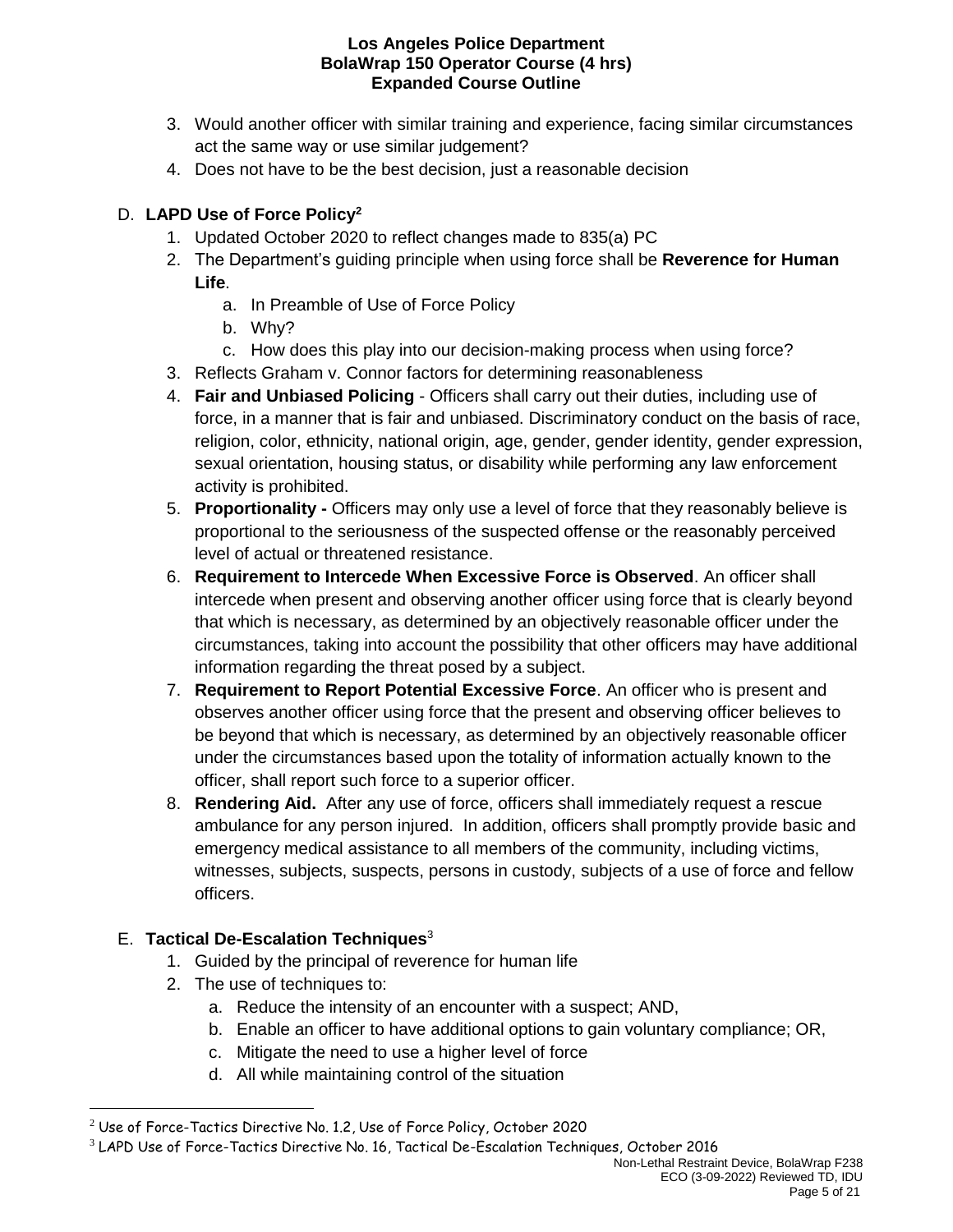3. Would another officer with similar training and experience, facing similar circumstances act the same way or use similar judgement?
4. Does not have to be the best decision, just a reasonable decision

D. **LAPD Use of Force Policy**[2]

1. Updated October 2020 to reflect changes made to 835(a) PC
2. The Department's guiding principle when using force shall be **Reverence for Human Life**.
   a. In Preamble of Use of Force Policy
   b. Why?
   c. How does this play into our decision-making process when using force?
3. Reflects Graham v. Connor factors for determining reasonableness
4. **Fair and Unbiased Policing** - Officers shall carry out their duties, including use of force, in a manner that is fair and unbiased. Discriminatory conduct on the basis of race, religion, color, ethnicity, national origin, age, gender, gender identity, gender expression, sexual orientation, housing status, or disability while performing any law enforcement activity is prohibited.
5. **Proportionality -** Officers may only use a level of force that they reasonably believe is proportional to the seriousness of the suspected offense or the reasonably perceived level of actual or threatened resistance.
6. **Requirement to Intercede When Excessive Force is Observed**. An officer shall intercede when present and observing another officer using force that is clearly beyond that which is necessary, as determined by an objectively reasonable officer under the circumstances, taking into account the possibility that other officers may have additional information regarding the threat posed by a subject.
7. **Requirement to Report Potential Excessive Force**. An officer who is present and observes another officer using force that the present and observing officer believes to be beyond that which is necessary, as determined by an objectively reasonable officer under the circumstances based upon the totality of information actually known to the officer, shall report such force to a superior officer.
8. **Rendering Aid.** After any use of force, officers shall immediately request a rescue ambulance for any person injured. In addition, officers shall promptly provide basic and emergency medical assistance to all members of the community, including victims, witnesses, subjects, suspects, persons in custody, subjects of a use of force and fellow officers.

E. **Tactical De-Escalation Techniques**[3]

1. Guided by the principal of reverence for human life
2. The use of techniques to:
   a. Reduce the intensity of an encounter with a suspect; AND,
   b. Enable an officer to have additional options to gain voluntary compliance; OR,
   c. Mitigate the need to use a higher level of force
   d. All while maintaining control of the situation

[2] Use of Force-Tactics Directive No. 1.2, Use of Force Policy, October 2020

[3] LAPD Use of Force-Tactics Directive No. 16, Tactical De-Escalation Techniques, October 2016

Non-Lethal Restraint Device, BolaWrap F238
ECO (3-09-2022) Reviewed TD, IDU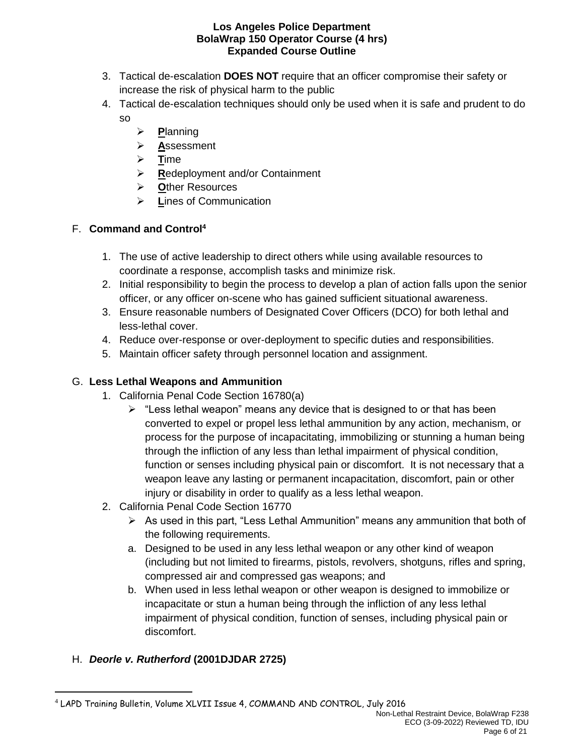3. Tactical de-escalation **DOES NOT** require that an officer compromise their safety or increase the risk of physical harm to the public
4. Tactical de-escalation techniques should only be used when it is safe and prudent to do so
    - **P**lanning
    - **A**ssessment
    - **T**ime
    - **R**edeployment and/or Containment
    - **O**ther Resources
    - **L**ines of Communication

F. **Command and Control**[4]

1. The use of active leadership to direct others while using available resources to coordinate a response, accomplish tasks and minimize risk.
2. Initial responsibility to begin the process to develop a plan of action falls upon the senior officer, or any officer on-scene who has gained sufficient situational awareness.
3. Ensure reasonable numbers of Designated Cover Officers (DCO) for both lethal and less-lethal cover.
4. Reduce over-response or over-deployment to specific duties and responsibilities.
5. Maintain officer safety through personnel location and assignment.

G. **Less Lethal Weapons and Ammunition**

1. California Penal Code Section 16780(a)
    - "Less lethal weapon" means any device that is designed to or that has been converted to expel or propel less lethal ammunition by any action, mechanism, or process for the purpose of incapacitating, immobilizing or stunning a human being through the infliction of any less than lethal impairment of physical condition, function or senses including physical pain or discomfort. It is not necessary that a weapon leave any lasting or permanent incapacitation, discomfort, pain or other injury or disability in order to qualify as a less lethal weapon.
2. California Penal Code Section 16770
    - As used in this part, "Less Lethal Ammunition" means any ammunition that both of the following requirements.
    
    a. Designed to be used in any less lethal weapon or any other kind of weapon (including but not limited to firearms, pistols, revolvers, shotguns, rifles and spring, compressed air and compressed gas weapons; and
    
    b. When used in less lethal weapon or other weapon is designed to immobilize or incapacitate or stun a human being through the infliction of any less lethal impairment of physical condition, function of senses, including physical pain or discomfort.

H. ***Deorle v. Rutherford*** **(2001DJDAR 2725)**

[4] LAPD Training Bulletin, Volume XLVII Issue 4, COMMAND AND CONTROL, July 2016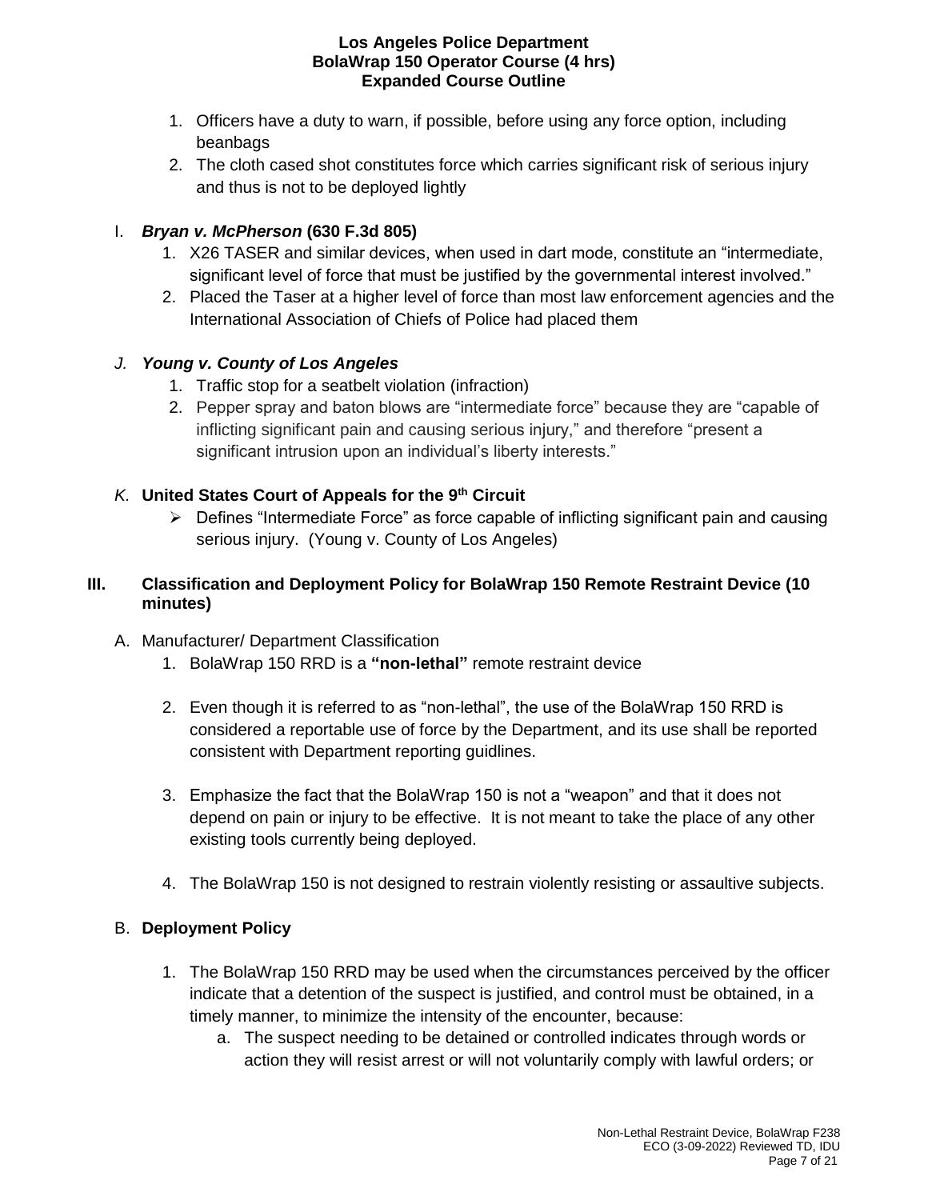1. Officers have a duty to warn, if possible, before using any force option, including beanbags
2. The cloth cased shot constitutes force which carries significant risk of serious injury and thus is not to be deployed lightly

I. ***Bryan v. McPherson*** **(630 F.3d 805)**

1. X26 TASER and similar devices, when used in dart mode, constitute an "intermediate, significant level of force that must be justified by the governmental interest involved."
2. Placed the Taser at a higher level of force than most law enforcement agencies and the International Association of Chiefs of Police had placed them

*J.* ***Young v. County of Los Angeles***

1. Traffic stop for a seatbelt violation (infraction)
2. Pepper spray and baton blows are "intermediate force" because they are "capable of inflicting significant pain and causing serious injury," and therefore "present a significant intrusion upon an individual's liberty interests."

*K.* **United States Court of Appeals for the 9th Circuit**

- Defines "Intermediate Force" as force capable of inflicting significant pain and causing serious injury. (Young v. County of Los Angeles)

## III. Classification and Deployment Policy for BolaWrap 150 Remote Restraint Device (10 minutes)

A. Manufacturer/ Department Classification

1. BolaWrap 150 RRD is a **"non-lethal"** remote restraint device

2. Even though it is referred to as "non-lethal", the use of the BolaWrap 150 RRD is considered a reportable use of force by the Department, and its use shall be reported consistent with Department reporting guidlines.

3. Emphasize the fact that the BolaWrap 150 is not a "weapon" and that it does not depend on pain or injury to be effective. It is not meant to take the place of any other existing tools currently being deployed.

4. The BolaWrap 150 is not designed to restrain violently resisting or assaultive subjects.

B. **Deployment Policy**

1. The BolaWrap 150 RRD may be used when the circumstances perceived by the officer indicate that a detention of the suspect is justified, and control must be obtained, in a timely manner, to minimize the intensity of the encounter, because:
   a. The suspect needing to be detained or controlled indicates through words or action they will resist arrest or will not voluntarily comply with lawful orders; or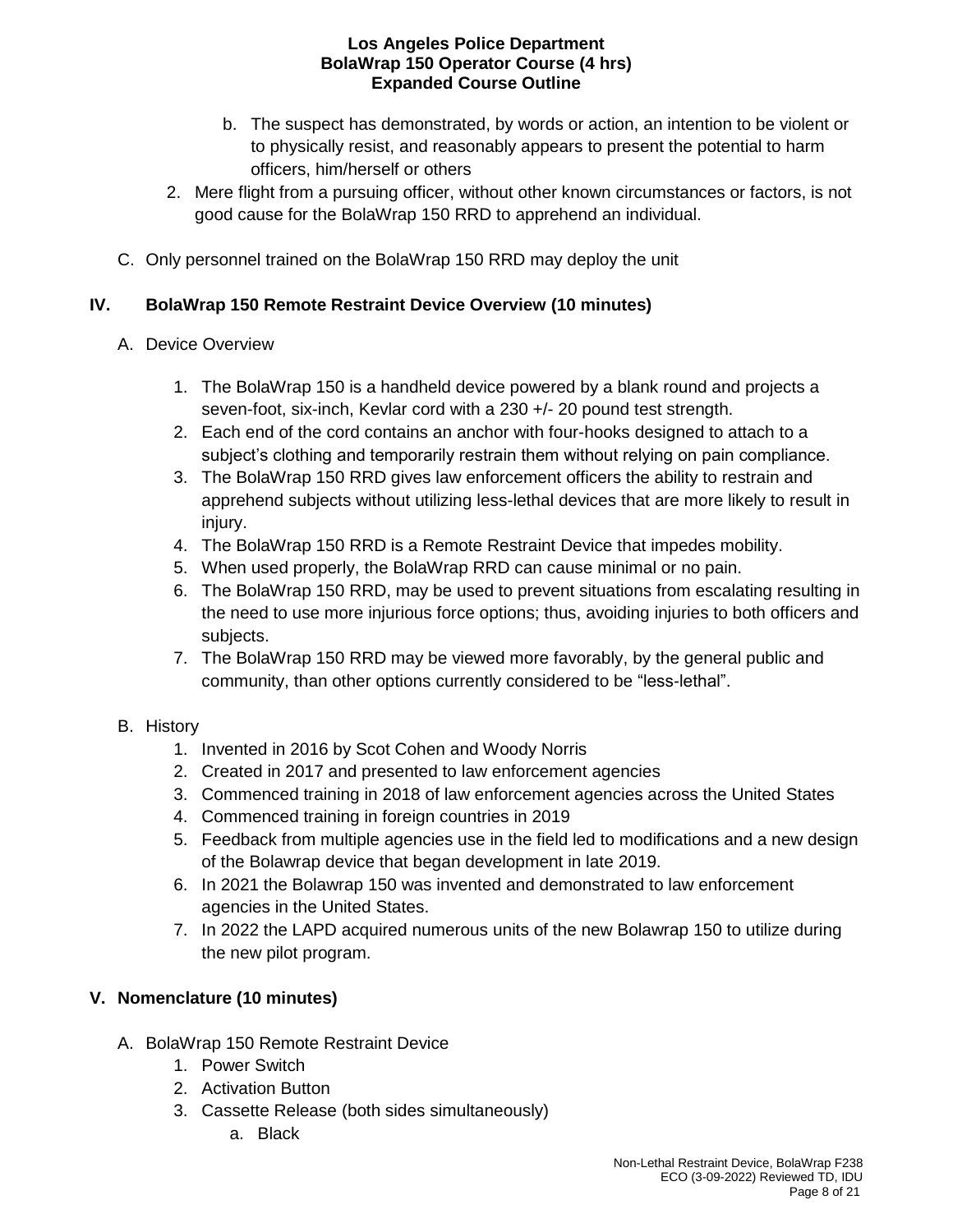b. The suspect has demonstrated, by words or action, an intention to be violent or to physically resist, and reasonably appears to present the potential to harm officers, him/herself or others

2. Mere flight from a pursuing officer, without other known circumstances or factors, is not good cause for the BolaWrap 150 RRD to apprehend an individual.

C. Only personnel trained on the BolaWrap 150 RRD may deploy the unit

## IV. BolaWrap 150 Remote Restraint Device Overview (10 minutes)

A. Device Overview

1. The BolaWrap 150 is a handheld device powered by a blank round and projects a seven-foot, six-inch, Kevlar cord with a 230 +/- 20 pound test strength.
2. Each end of the cord contains an anchor with four-hooks designed to attach to a subject's clothing and temporarily restrain them without relying on pain compliance.
3. The BolaWrap 150 RRD gives law enforcement officers the ability to restrain and apprehend subjects without utilizing less-lethal devices that are more likely to result in injury.
4. The BolaWrap 150 RRD is a Remote Restraint Device that impedes mobility.
5. When used properly, the BolaWrap RRD can cause minimal or no pain.
6. The BolaWrap 150 RRD, may be used to prevent situations from escalating resulting in the need to use more injurious force options; thus, avoiding injuries to both officers and subjects.
7. The BolaWrap 150 RRD may be viewed more favorably, by the general public and community, than other options currently considered to be "less-lethal".

B. History

1. Invented in 2016 by Scot Cohen and Woody Norris
2. Created in 2017 and presented to law enforcement agencies
3. Commenced training in 2018 of law enforcement agencies across the United States
4. Commenced training in foreign countries in 2019
5. Feedback from multiple agencies use in the field led to modifications and a new design of the Bolawrap device that began development in late 2019.
6. In 2021 the Bolawrap 150 was invented and demonstrated to law enforcement agencies in the United States.
7. In 2022 the LAPD acquired numerous units of the new Bolawrap 150 to utilize during the new pilot program.

## V. Nomenclature (10 minutes)

A. BolaWrap 150 Remote Restraint Device

1. Power Switch
2. Activation Button
3. Cassette Release (both sides simultaneously)
   a. Black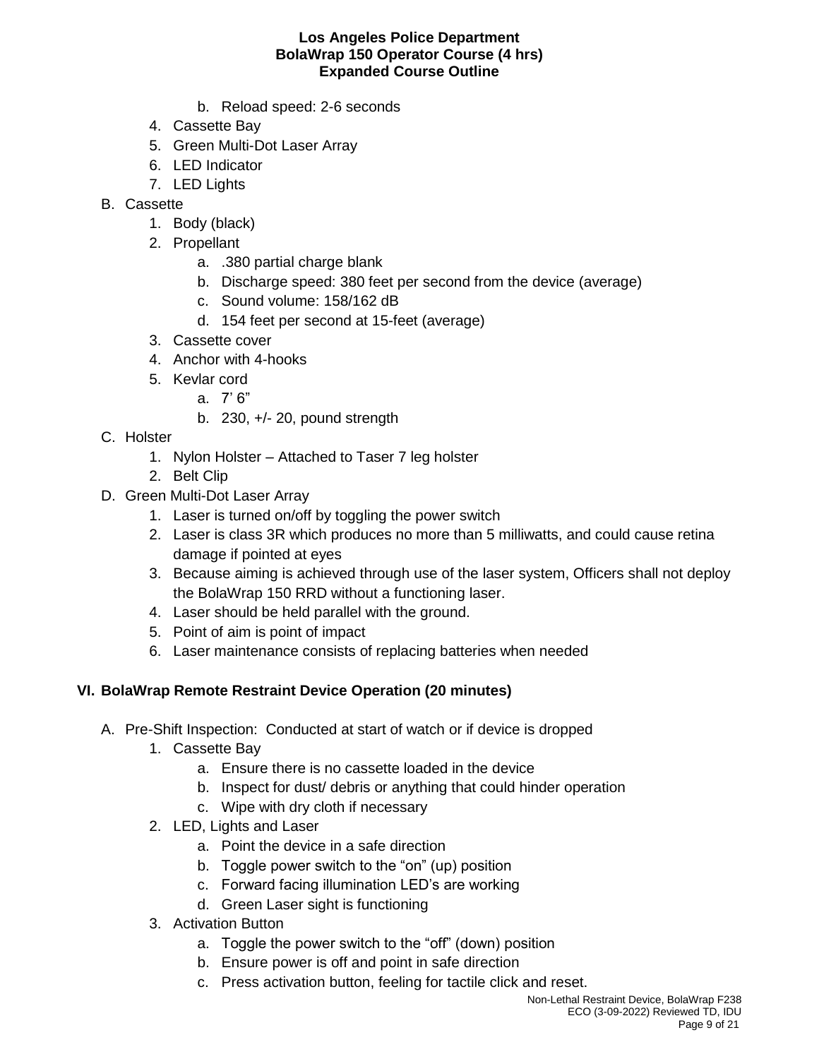b. Reload speed: 2-6 seconds
4. Cassette Bay
5. Green Multi-Dot Laser Array
6. LED Indicator
7. LED Lights

B. Cassette
   1. Body (black)
   2. Propellant
      a. .380 partial charge blank
      b. Discharge speed: 380 feet per second from the device (average)
      c. Sound volume: 158/162 dB
      d. 154 feet per second at 15-feet (average)
   3. Cassette cover
   4. Anchor with 4-hooks
   5. Kevlar cord
      a. 7' 6"
      b. 230, +/- 20, pound strength

C. Holster
   1. Nylon Holster – Attached to Taser 7 leg holster
   2. Belt Clip

D. Green Multi-Dot Laser Array
   1. Laser is turned on/off by toggling the power switch
   2. Laser is class 3R which produces no more than 5 milliwatts, and could cause retina damage if pointed at eyes
   3. Because aiming is achieved through use of the laser system, Officers shall not deploy the BolaWrap 150 RRD without a functioning laser.
   4. Laser should be held parallel with the ground.
   5. Point of aim is point of impact
   6. Laser maintenance consists of replacing batteries when needed

## VI. BolaWrap Remote Restraint Device Operation (20 minutes)

A. Pre-Shift Inspection: Conducted at start of watch or if device is dropped
   1. Cassette Bay
      a. Ensure there is no cassette loaded in the device
      b. Inspect for dust/ debris or anything that could hinder operation
      c. Wipe with dry cloth if necessary
   2. LED, Lights and Laser
      a. Point the device in a safe direction
      b. Toggle power switch to the "on" (up) position
      c. Forward facing illumination LED's are working
      d. Green Laser sight is functioning
   3. Activation Button
      a. Toggle the power switch to the "off" (down) position
      b. Ensure power is off and point in safe direction
      c. Press activation button, feeling for tactile click and reset.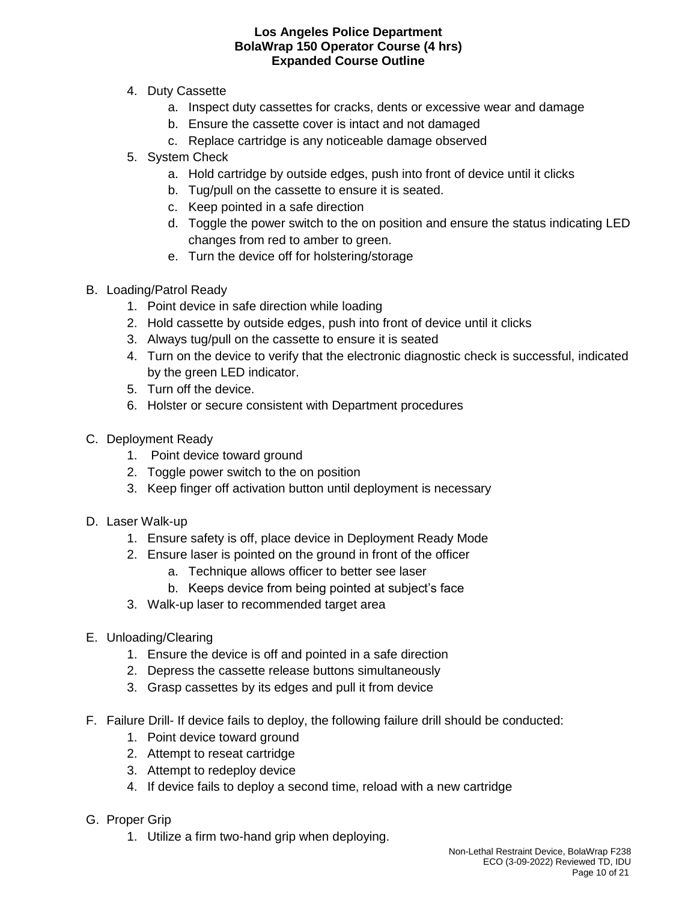4. Duty Cassette
    a. Inspect duty cassettes for cracks, dents or excessive wear and damage
    b. Ensure the cassette cover is intact and not damaged
    c. Replace cartridge is any noticeable damage observed
5. System Check
    a. Hold cartridge by outside edges, push into front of device until it clicks
    b. Tug/pull on the cassette to ensure it is seated.
    c. Keep pointed in a safe direction
    d. Toggle the power switch to the on position and ensure the status indicating LED changes from red to amber to green.
    e. Turn the device off for holstering/storage

B. Loading/Patrol Ready
1. Point device in safe direction while loading
2. Hold cassette by outside edges, push into front of device until it clicks
3. Always tug/pull on the cassette to ensure it is seated
4. Turn on the device to verify that the electronic diagnostic check is successful, indicated by the green LED indicator.
5. Turn off the device.
6. Holster or secure consistent with Department procedures

C. Deployment Ready
1. Point device toward ground
2. Toggle power switch to the on position
3. Keep finger off activation button until deployment is necessary

D. Laser Walk-up
1. Ensure safety is off, place device in Deployment Ready Mode
2. Ensure laser is pointed on the ground in front of the officer
    a. Technique allows officer to better see laser
    b. Keeps device from being pointed at subject's face
3. Walk-up laser to recommended target area

E. Unloading/Clearing
1. Ensure the device is off and pointed in a safe direction
2. Depress the cassette release buttons simultaneously
3. Grasp cassettes by its edges and pull it from device

F. Failure Drill- If device fails to deploy, the following failure drill should be conducted:
1. Point device toward ground
2. Attempt to reseat cartridge
3. Attempt to redeploy device
4. If device fails to deploy a second time, reload with a new cartridge

G. Proper Grip
1. Utilize a firm two-hand grip when deploying.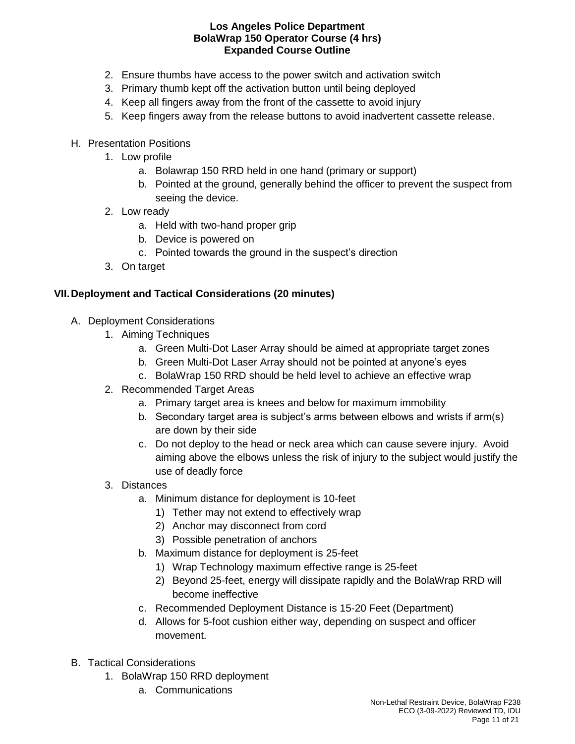2. Ensure thumbs have access to the power switch and activation switch
3. Primary thumb kept off the activation button until being deployed
4. Keep all fingers away from the front of the cassette to avoid injury
5. Keep fingers away from the release buttons to avoid inadvertent cassette release.

H. Presentation Positions
   1. Low profile
      a. Bolawrap 150 RRD held in one hand (primary or support)
      b. Pointed at the ground, generally behind the officer to prevent the suspect from seeing the device.
   2. Low ready
      a. Held with two-hand proper grip
      b. Device is powered on
      c. Pointed towards the ground in the suspect's direction
   3. On target

## VII. Deployment and Tactical Considerations (20 minutes)

A. Deployment Considerations
   1. Aiming Techniques
      a. Green Multi-Dot Laser Array should be aimed at appropriate target zones
      b. Green Multi-Dot Laser Array should not be pointed at anyone's eyes
      c. BolaWrap 150 RRD should be held level to achieve an effective wrap
   2. Recommended Target Areas
      a. Primary target area is knees and below for maximum immobility
      b. Secondary target area is subject's arms between elbows and wrists if arm(s) are down by their side
      c. Do not deploy to the head or neck area which can cause severe injury. Avoid aiming above the elbows unless the risk of injury to the subject would justify the use of deadly force
   3. Distances
      a. Minimum distance for deployment is 10-feet
         1) Tether may not extend to effectively wrap
         2) Anchor may disconnect from cord
         3) Possible penetration of anchors
      b. Maximum distance for deployment is 25-feet
         1) Wrap Technology maximum effective range is 25-feet
         2) Beyond 25-feet, energy will dissipate rapidly and the BolaWrap RRD will become ineffective
      c. Recommended Deployment Distance is 15-20 Feet (Department)
      d. Allows for 5-foot cushion either way, depending on suspect and officer movement.

B. Tactical Considerations
   1. BolaWrap 150 RRD deployment
      a. Communications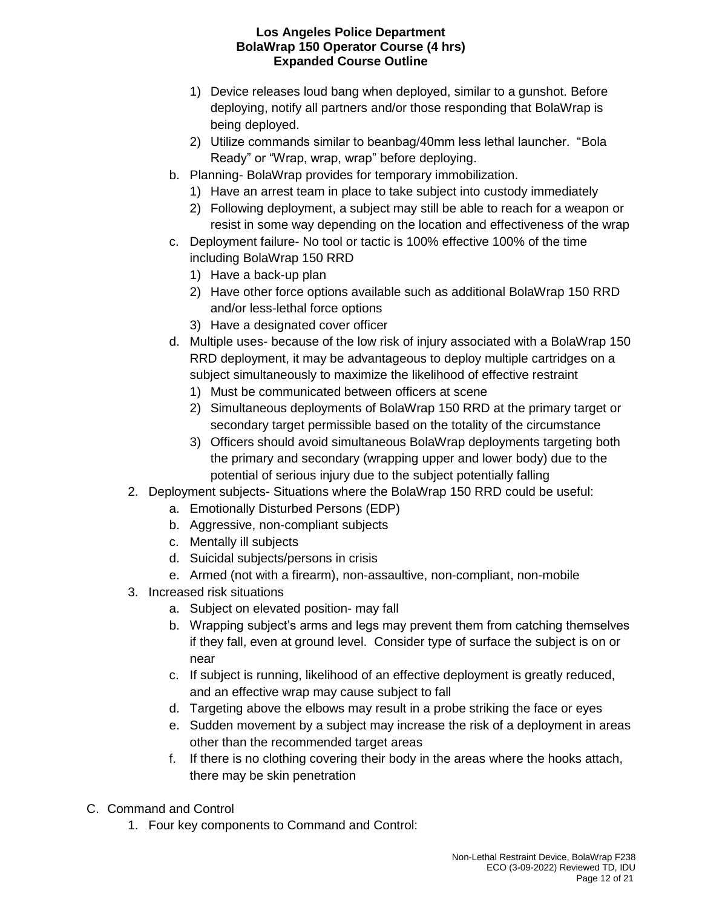1) Device releases loud bang when deployed, similar to a gunshot. Before deploying, notify all partners and/or those responding that BolaWrap is being deployed.
2) Utilize commands similar to beanbag/40mm less lethal launcher. "Bola Ready" or "Wrap, wrap, wrap" before deploying.

b. Planning- BolaWrap provides for temporary immobilization.
   1) Have an arrest team in place to take subject into custody immediately
   2) Following deployment, a subject may still be able to reach for a weapon or resist in some way depending on the location and effectiveness of the wrap

c. Deployment failure- No tool or tactic is 100% effective 100% of the time including BolaWrap 150 RRD
   1) Have a back-up plan
   2) Have other force options available such as additional BolaWrap 150 RRD and/or less-lethal force options
   3) Have a designated cover officer

d. Multiple uses- because of the low risk of injury associated with a BolaWrap 150 RRD deployment, it may be advantageous to deploy multiple cartridges on a subject simultaneously to maximize the likelihood of effective restraint
   1) Must be communicated between officers at scene
   2) Simultaneous deployments of BolaWrap 150 RRD at the primary target or secondary target permissible based on the totality of the circumstance
   3) Officers should avoid simultaneous BolaWrap deployments targeting both the primary and secondary (wrapping upper and lower body) due to the potential of serious injury due to the subject potentially falling

2. Deployment subjects- Situations where the BolaWrap 150 RRD could be useful:
   a. Emotionally Disturbed Persons (EDP)
   b. Aggressive, non-compliant subjects
   c. Mentally ill subjects
   d. Suicidal subjects/persons in crisis
   e. Armed (not with a firearm), non-assaultive, non-compliant, non-mobile

3. Increased risk situations
   a. Subject on elevated position- may fall
   b. Wrapping subject's arms and legs may prevent them from catching themselves if they fall, even at ground level. Consider type of surface the subject is on or near
   c. If subject is running, likelihood of an effective deployment is greatly reduced, and an effective wrap may cause subject to fall
   d. Targeting above the elbows may result in a probe striking the face or eyes
   e. Sudden movement by a subject may increase the risk of a deployment in areas other than the recommended target areas
   f. If there is no clothing covering their body in the areas where the hooks attach, there may be skin penetration

C. Command and Control
   1. Four key components to Command and Control: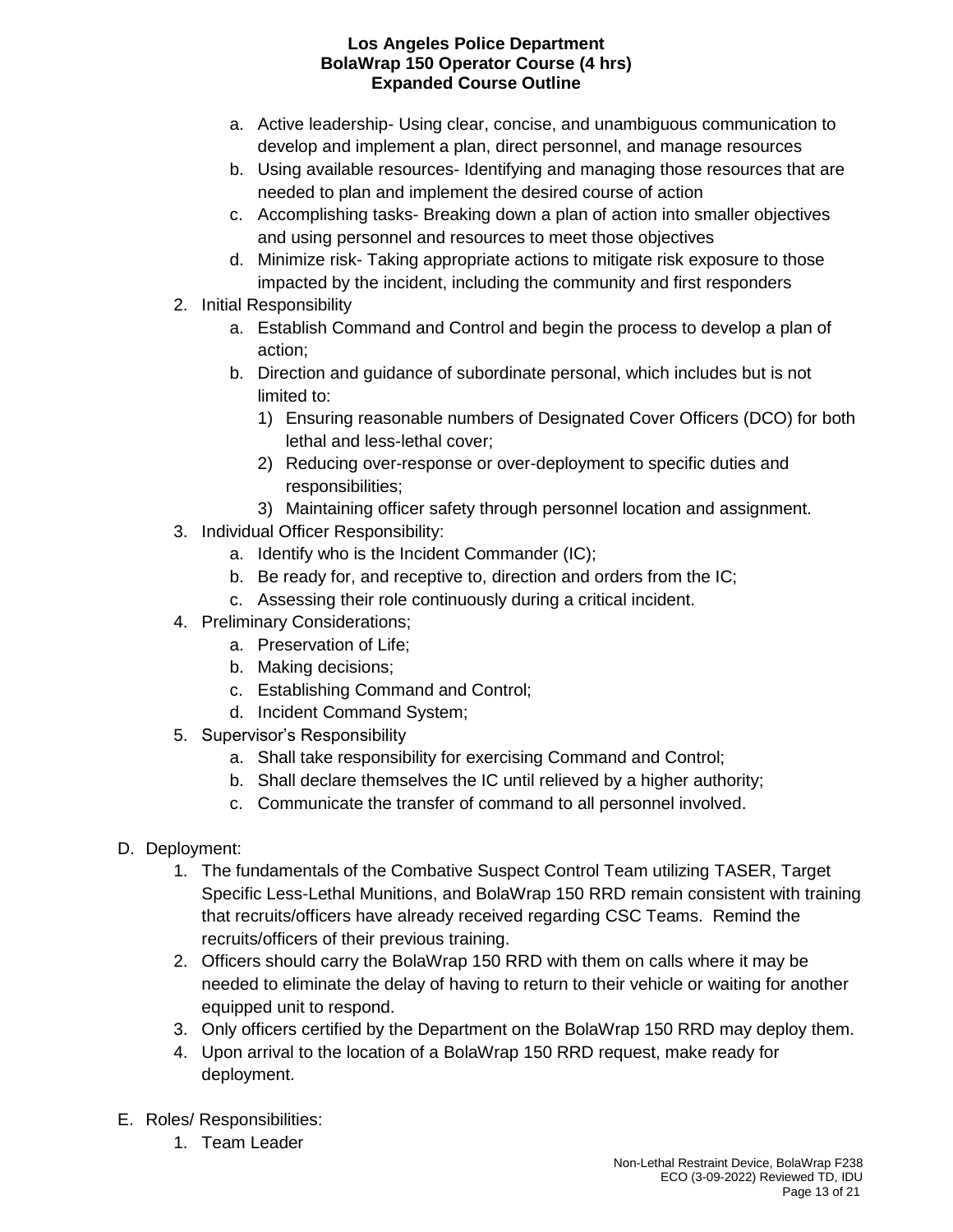a. Active leadership- Using clear, concise, and unambiguous communication to develop and implement a plan, direct personnel, and manage resources
   b. Using available resources- Identifying and managing those resources that are needed to plan and implement the desired course of action
   c. Accomplishing tasks- Breaking down a plan of action into smaller objectives and using personnel and resources to meet those objectives
   d. Minimize risk- Taking appropriate actions to mitigate risk exposure to those impacted by the incident, including the community and first responders

2. Initial Responsibility
   a. Establish Command and Control and begin the process to develop a plan of action;
   b. Direction and guidance of subordinate personal, which includes but is not limited to:
      1) Ensuring reasonable numbers of Designated Cover Officers (DCO) for both lethal and less-lethal cover;
      2) Reducing over-response or over-deployment to specific duties and responsibilities;
      3) Maintaining officer safety through personnel location and assignment.
3. Individual Officer Responsibility:
   a. Identify who is the Incident Commander (IC);
   b. Be ready for, and receptive to, direction and orders from the IC;
   c. Assessing their role continuously during a critical incident.
4. Preliminary Considerations;
   a. Preservation of Life;
   b. Making decisions;
   c. Establishing Command and Control;
   d. Incident Command System;
5. Supervisor's Responsibility
   a. Shall take responsibility for exercising Command and Control;
   b. Shall declare themselves the IC until relieved by a higher authority;
   c. Communicate the transfer of command to all personnel involved.

D. Deployment:
   1. The fundamentals of the Combative Suspect Control Team utilizing TASER, Target Specific Less-Lethal Munitions, and BolaWrap 150 RRD remain consistent with training that recruits/officers have already received regarding CSC Teams. Remind the recruits/officers of their previous training.
   2. Officers should carry the BolaWrap 150 RRD with them on calls where it may be needed to eliminate the delay of having to return to their vehicle or waiting for another equipped unit to respond.
   3. Only officers certified by the Department on the BolaWrap 150 RRD may deploy them.
   4. Upon arrival to the location of a BolaWrap 150 RRD request, make ready for deployment.

E. Roles/ Responsibilities:
   1. Team Leader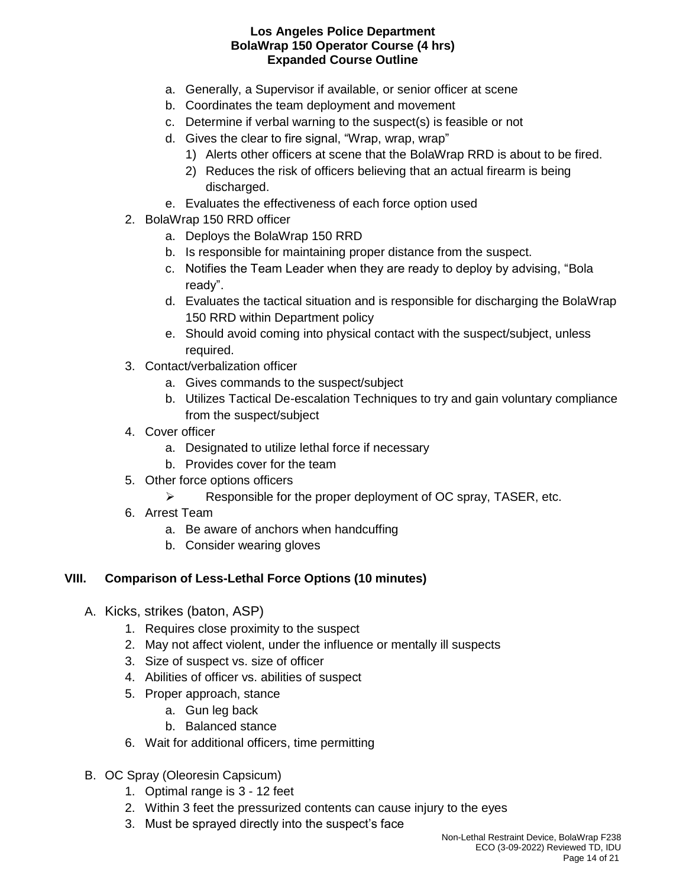a. Generally, a Supervisor if available, or senior officer at scene
b. Coordinates the team deployment and movement
c. Determine if verbal warning to the suspect(s) is feasible or not
d. Gives the clear to fire signal, "Wrap, wrap, wrap"
    1) Alerts other officers at scene that the BolaWrap RRD is about to be fired.
    2) Reduces the risk of officers believing that an actual firearm is being discharged.
e. Evaluates the effectiveness of each force option used

2. BolaWrap 150 RRD officer
    a. Deploys the BolaWrap 150 RRD
    b. Is responsible for maintaining proper distance from the suspect.
    c. Notifies the Team Leader when they are ready to deploy by advising, "Bola ready".
    d. Evaluates the tactical situation and is responsible for discharging the BolaWrap 150 RRD within Department policy
    e. Should avoid coming into physical contact with the suspect/subject, unless required.
3. Contact/verbalization officer
    a. Gives commands to the suspect/subject
    b. Utilizes Tactical De-escalation Techniques to try and gain voluntary compliance from the suspect/subject
4. Cover officer
    a. Designated to utilize lethal force if necessary
    b. Provides cover for the team
5. Other force options officers
    - Responsible for the proper deployment of OC spray, TASER, etc.
6. Arrest Team
    a. Be aware of anchors when handcuffing
    b. Consider wearing gloves

## VIII. Comparison of Less-Lethal Force Options (10 minutes)

A. Kicks, strikes (baton, ASP)
1. Requires close proximity to the suspect
2. May not affect violent, under the influence or mentally ill suspects
3. Size of suspect vs. size of officer
4. Abilities of officer vs. abilities of suspect
5. Proper approach, stance
    a. Gun leg back
    b. Balanced stance
6. Wait for additional officers, time permitting

B. OC Spray (Oleoresin Capsicum)
1. Optimal range is 3 - 12 feet
2. Within 3 feet the pressurized contents can cause injury to the eyes
3. Must be sprayed directly into the suspect's face

Non-Lethal Restraint Device, BolaWrap F238
ECO (3-09-2022) Reviewed TD, IDU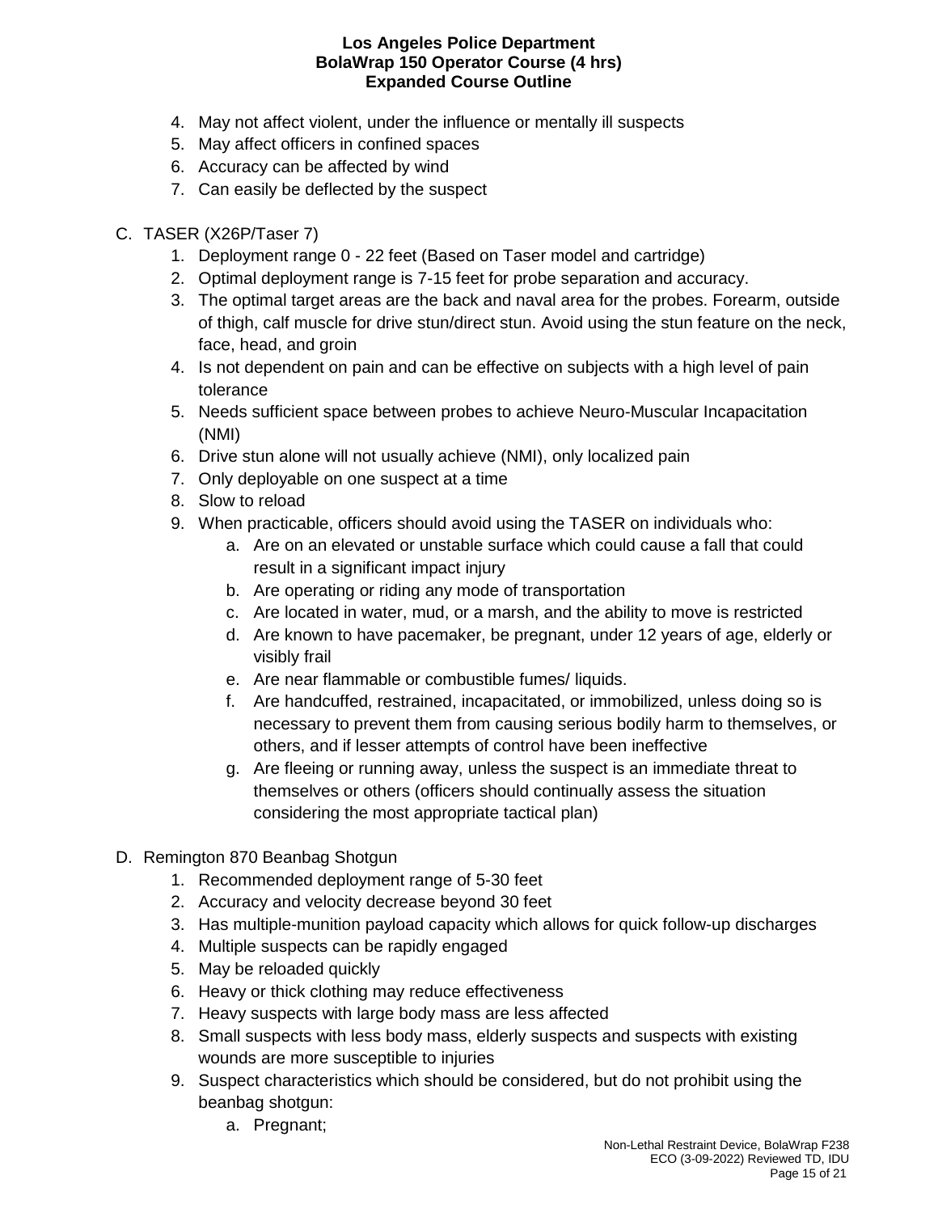4. May not affect violent, under the influence or mentally ill suspects
5. May affect officers in confined spaces
6. Accuracy can be affected by wind
7. Can easily be deflected by the suspect

C. TASER (X26P/Taser 7)

1. Deployment range 0 - 22 feet (Based on Taser model and cartridge)
2. Optimal deployment range is 7-15 feet for probe separation and accuracy.
3. The optimal target areas are the back and naval area for the probes. Forearm, outside of thigh, calf muscle for drive stun/direct stun. Avoid using the stun feature on the neck, face, head, and groin
4. Is not dependent on pain and can be effective on subjects with a high level of pain tolerance
5. Needs sufficient space between probes to achieve Neuro-Muscular Incapacitation (NMI)
6. Drive stun alone will not usually achieve (NMI), only localized pain
7. Only deployable on one suspect at a time
8. Slow to reload
9. When practicable, officers should avoid using the TASER on individuals who:
   a. Are on an elevated or unstable surface which could cause a fall that could result in a significant impact injury
   b. Are operating or riding any mode of transportation
   c. Are located in water, mud, or a marsh, and the ability to move is restricted
   d. Are known to have pacemaker, be pregnant, under 12 years of age, elderly or visibly frail
   e. Are near flammable or combustible fumes/ liquids.
   f. Are handcuffed, restrained, incapacitated, or immobilized, unless doing so is necessary to prevent them from causing serious bodily harm to themselves, or others, and if lesser attempts of control have been ineffective
   g. Are fleeing or running away, unless the suspect is an immediate threat to themselves or others (officers should continually assess the situation considering the most appropriate tactical plan)

D. Remington 870 Beanbag Shotgun

1. Recommended deployment range of 5-30 feet
2. Accuracy and velocity decrease beyond 30 feet
3. Has multiple-munition payload capacity which allows for quick follow-up discharges
4. Multiple suspects can be rapidly engaged
5. May be reloaded quickly
6. Heavy or thick clothing may reduce effectiveness
7. Heavy suspects with large body mass are less affected
8. Small suspects with less body mass, elderly suspects and suspects with existing wounds are more susceptible to injuries
9. Suspect characteristics which should be considered, but do not prohibit using the beanbag shotgun:
   a. Pregnant;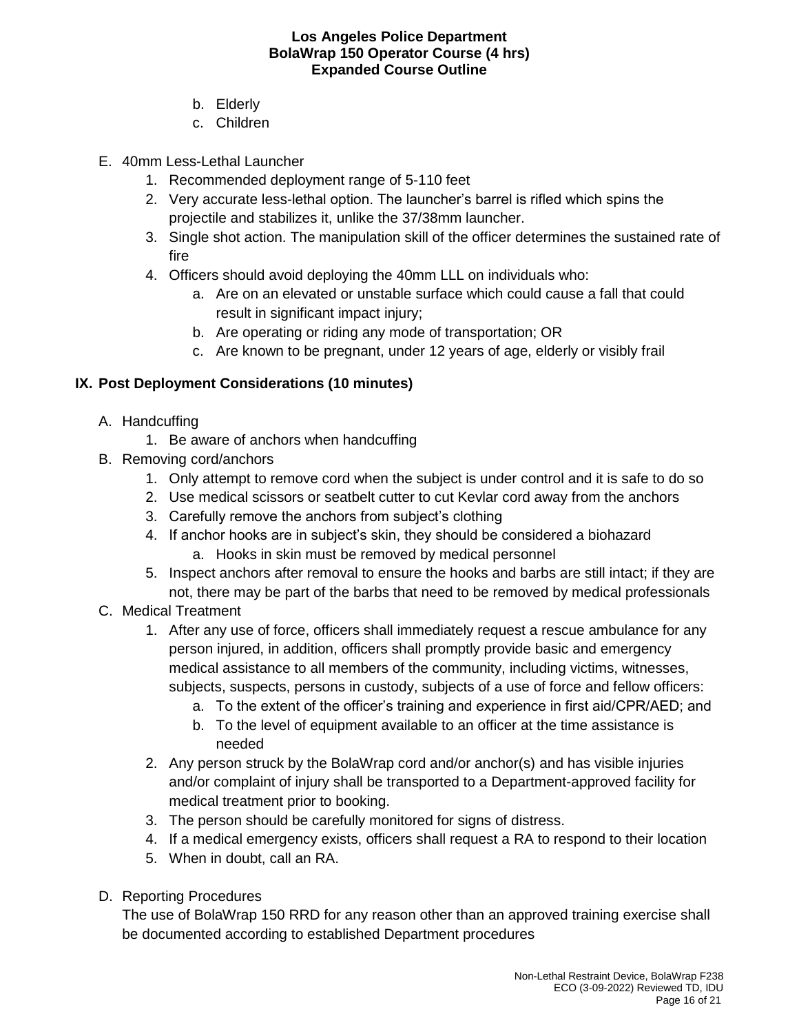b. Elderly
   c. Children

E. 40mm Less-Lethal Launcher
   1. Recommended deployment range of 5-110 feet
   2. Very accurate less-lethal option. The launcher's barrel is rifled which spins the projectile and stabilizes it, unlike the 37/38mm launcher.
   3. Single shot action. The manipulation skill of the officer determines the sustained rate of fire
   4. Officers should avoid deploying the 40mm LLL on individuals who:
      a. Are on an elevated or unstable surface which could cause a fall that could result in significant impact injury;
      b. Are operating or riding any mode of transportation; OR
      c. Are known to be pregnant, under 12 years of age, elderly or visibly frail

## IX. Post Deployment Considerations (10 minutes)

A. Handcuffing
   1. Be aware of anchors when handcuffing
B. Removing cord/anchors
   1. Only attempt to remove cord when the subject is under control and it is safe to do so
   2. Use medical scissors or seatbelt cutter to cut Kevlar cord away from the anchors
   3. Carefully remove the anchors from subject's clothing
   4. If anchor hooks are in subject's skin, they should be considered a biohazard
      a. Hooks in skin must be removed by medical personnel
   5. Inspect anchors after removal to ensure the hooks and barbs are still intact; if they are not, there may be part of the barbs that need to be removed by medical professionals
C. Medical Treatment
   1. After any use of force, officers shall immediately request a rescue ambulance for any person injured, in addition, officers shall promptly provide basic and emergency medical assistance to all members of the community, including victims, witnesses, subjects, suspects, persons in custody, subjects of a use of force and fellow officers:
      a. To the extent of the officer's training and experience in first aid/CPR/AED; and
      b. To the level of equipment available to an officer at the time assistance is needed
   2. Any person struck by the BolaWrap cord and/or anchor(s) and has visible injuries and/or complaint of injury shall be transported to a Department-approved facility for medical treatment prior to booking.
   3. The person should be carefully monitored for signs of distress.
   4. If a medical emergency exists, officers shall request a RA to respond to their location
   5. When in doubt, call an RA.

D. Reporting Procedures
   The use of BolaWrap 150 RRD for any reason other than an approved training exercise shall be documented according to established Department procedures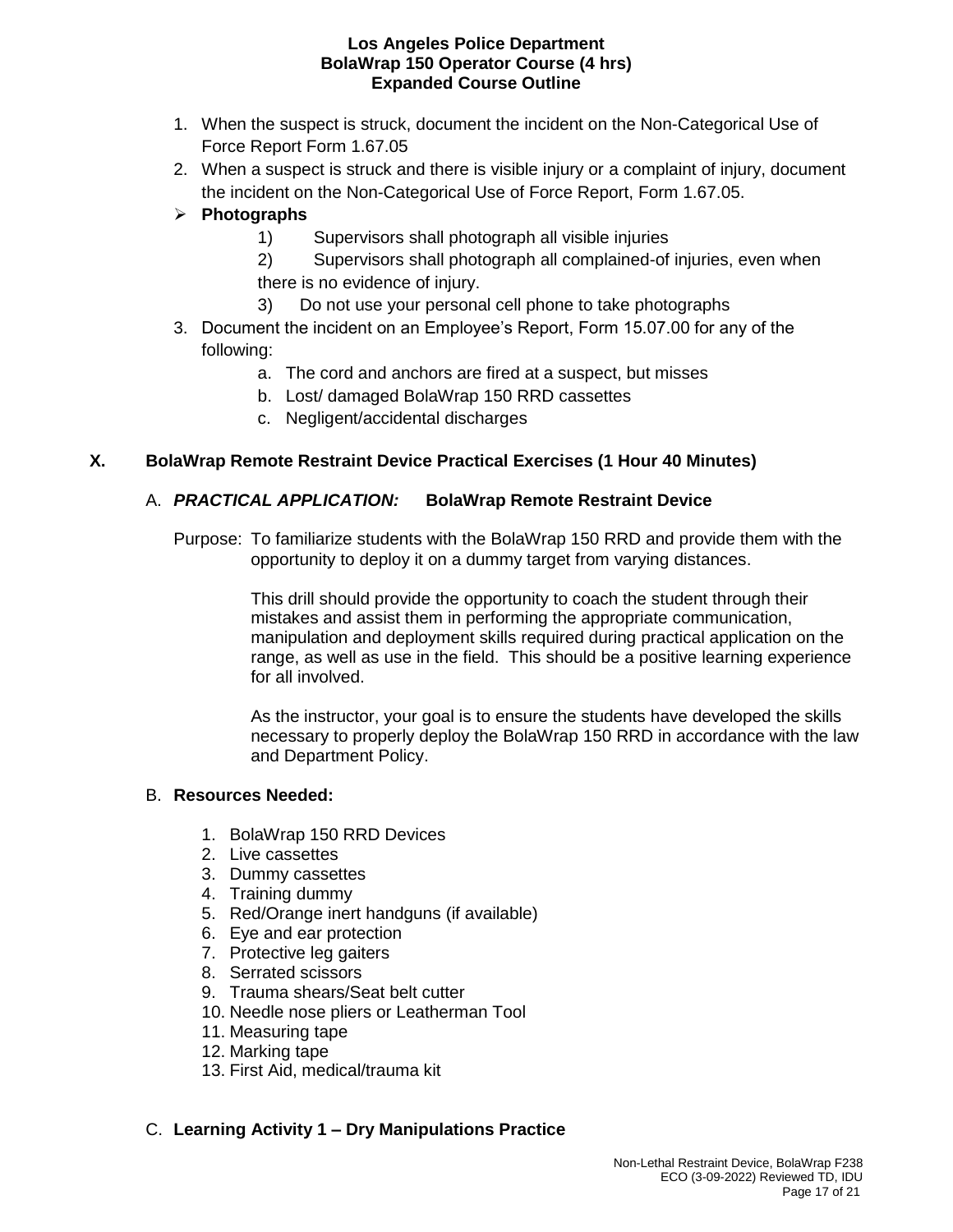1. When the suspect is struck, document the incident on the Non-Categorical Use of Force Report Form 1.67.05
2. When a suspect is struck and there is visible injury or a complaint of injury, document the incident on the Non-Categorical Use of Force Report, Form 1.67.05.

- **Photographs**
    1) Supervisors shall photograph all visible injuries
    2) Supervisors shall photograph all complained-of injuries, even when there is no evidence of injury.
    3) Do not use your personal cell phone to take photographs

3. Document the incident on an Employee's Report, Form 15.07.00 for any of the following:
    a. The cord and anchors are fired at a suspect, but misses
    b. Lost/ damaged BolaWrap 150 RRD cassettes
    c. Negligent/accidental discharges

## X. BolaWrap Remote Restraint Device Practical Exercises (1 Hour 40 Minutes)

### A. ***PRACTICAL APPLICATION:*** **BolaWrap Remote Restraint Device**

Purpose: To familiarize students with the BolaWrap 150 RRD and provide them with the opportunity to deploy it on a dummy target from varying distances.

This drill should provide the opportunity to coach the student through their mistakes and assist them in performing the appropriate communication, manipulation and deployment skills required during practical application on the range, as well as use in the field. This should be a positive learning experience for all involved.

As the instructor, your goal is to ensure the students have developed the skills necessary to properly deploy the BolaWrap 150 RRD in accordance with the law and Department Policy.

### B. **Resources Needed:**

1. BolaWrap 150 RRD Devices
2. Live cassettes
3. Dummy cassettes
4. Training dummy
5. Red/Orange inert handguns (if available)
6. Eye and ear protection
7. Protective leg gaiters
8. Serrated scissors
9. Trauma shears/Seat belt cutter
10. Needle nose pliers or Leatherman Tool
11. Measuring tape
12. Marking tape
13. First Aid, medical/trauma kit

### C. **Learning Activity 1 – Dry Manipulations Practice**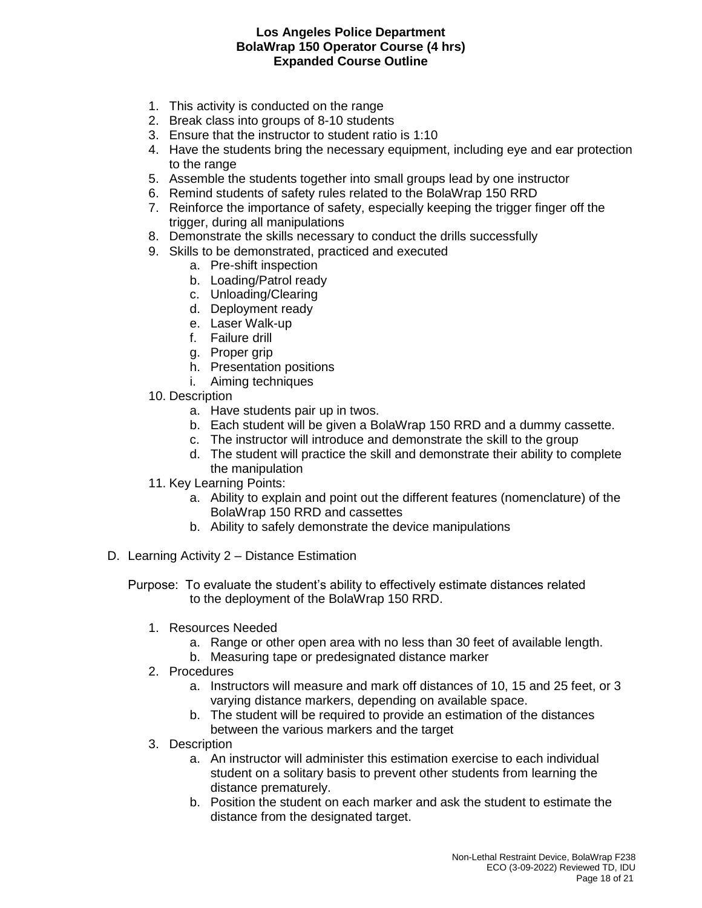1. This activity is conducted on the range
2. Break class into groups of 8-10 students
3. Ensure that the instructor to student ratio is 1:10
4. Have the students bring the necessary equipment, including eye and ear protection to the range
5. Assemble the students together into small groups lead by one instructor
6. Remind students of safety rules related to the BolaWrap 150 RRD
7. Reinforce the importance of safety, especially keeping the trigger finger off the trigger, during all manipulations
8. Demonstrate the skills necessary to conduct the drills successfully
9. Skills to be demonstrated, practiced and executed
   a. Pre-shift inspection
   b. Loading/Patrol ready
   c. Unloading/Clearing
   d. Deployment ready
   e. Laser Walk-up
   f. Failure drill
   g. Proper grip
   h. Presentation positions
   i. Aiming techniques
10. Description
    a. Have students pair up in twos.
    b. Each student will be given a BolaWrap 150 RRD and a dummy cassette.
    c. The instructor will introduce and demonstrate the skill to the group
    d. The student will practice the skill and demonstrate their ability to complete the manipulation
11. Key Learning Points:
    a. Ability to explain and point out the different features (nomenclature) of the BolaWrap 150 RRD and cassettes
    b. Ability to safely demonstrate the device manipulations

D. Learning Activity 2 – Distance Estimation

Purpose: To evaluate the student's ability to effectively estimate distances related to the deployment of the BolaWrap 150 RRD.

1. Resources Needed
   a. Range or other open area with no less than 30 feet of available length.
   b. Measuring tape or predesignated distance marker
2. Procedures
   a. Instructors will measure and mark off distances of 10, 15 and 25 feet, or 3 varying distance markers, depending on available space.
   b. The student will be required to provide an estimation of the distances between the various markers and the target
3. Description
   a. An instructor will administer this estimation exercise to each individual student on a solitary basis to prevent other students from learning the distance prematurely.
   b. Position the student on each marker and ask the student to estimate the distance from the designated target.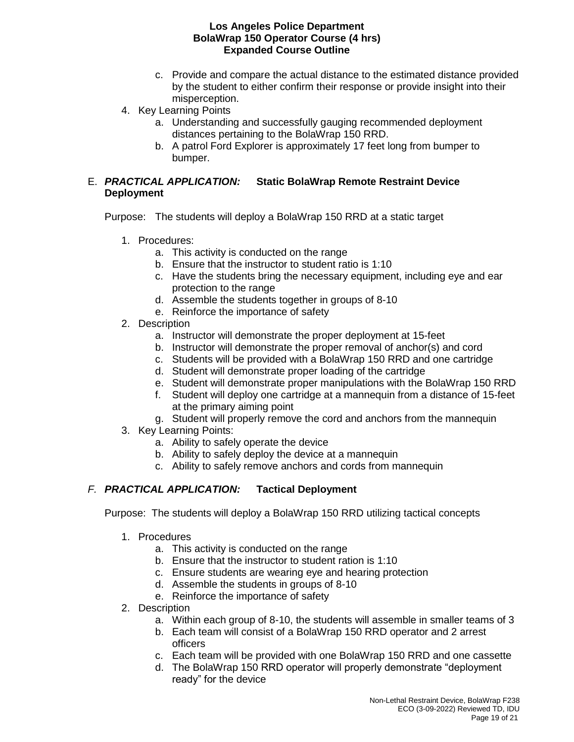c. Provide and compare the actual distance to the estimated distance provided by the student to either confirm their response or provide insight into their misperception.

4. Key Learning Points
   a. Understanding and successfully gauging recommended deployment distances pertaining to the BolaWrap 150 RRD.
   b. A patrol Ford Explorer is approximately 17 feet long from bumper to bumper.

## E. ***PRACTICAL APPLICATION:*** **Static BolaWrap Remote Restraint Device Deployment**

Purpose: The students will deploy a BolaWrap 150 RRD at a static target

1. Procedures:
   a. This activity is conducted on the range
   b. Ensure that the instructor to student ratio is 1:10
   c. Have the students bring the necessary equipment, including eye and ear protection to the range
   d. Assemble the students together in groups of 8-10
   e. Reinforce the importance of safety
2. Description
   a. Instructor will demonstrate the proper deployment at 15-feet
   b. Instructor will demonstrate the proper removal of anchor(s) and cord
   c. Students will be provided with a BolaWrap 150 RRD and one cartridge
   d. Student will demonstrate proper loading of the cartridge
   e. Student will demonstrate proper manipulations with the BolaWrap 150 RRD
   f. Student will deploy one cartridge at a mannequin from a distance of 15-feet at the primary aiming point
   g. Student will properly remove the cord and anchors from the mannequin
3. Key Learning Points:
   a. Ability to safely operate the device
   b. Ability to safely deploy the device at a mannequin
   c. Ability to safely remove anchors and cords from mannequin

## *F.* ***PRACTICAL APPLICATION:*** **Tactical Deployment**

Purpose: The students will deploy a BolaWrap 150 RRD utilizing tactical concepts

1. Procedures
   a. This activity is conducted on the range
   b. Ensure that the instructor to student ration is 1:10
   c. Ensure students are wearing eye and hearing protection
   d. Assemble the students in groups of 8-10
   e. Reinforce the importance of safety
2. Description
   a. Within each group of 8-10, the students will assemble in smaller teams of 3
   b. Each team will consist of a BolaWrap 150 RRD operator and 2 arrest officers
   c. Each team will be provided with one BolaWrap 150 RRD and one cassette
   d. The BolaWrap 150 RRD operator will properly demonstrate "deployment ready" for the device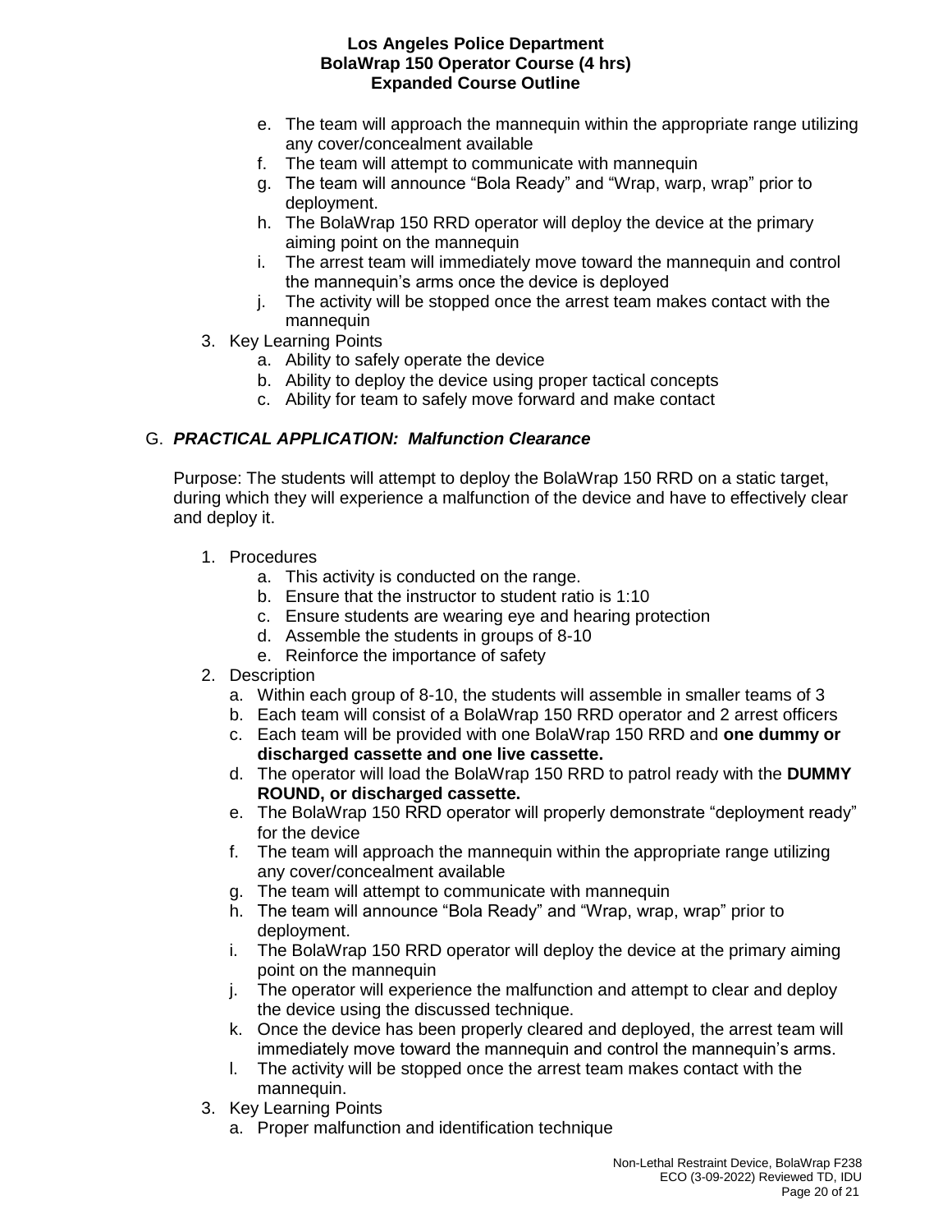e. The team will approach the mannequin within the appropriate range utilizing any cover/concealment available
f. The team will attempt to communicate with mannequin
g. The team will announce "Bola Ready" and "Wrap, warp, wrap" prior to deployment.
h. The BolaWrap 150 RRD operator will deploy the device at the primary aiming point on the mannequin
i. The arrest team will immediately move toward the mannequin and control the mannequin's arms once the device is deployed
j. The activity will be stopped once the arrest team makes contact with the mannequin

3. Key Learning Points
   a. Ability to safely operate the device
   b. Ability to deploy the device using proper tactical concepts
   c. Ability for team to safely move forward and make contact

## G. ***PRACTICAL APPLICATION: Malfunction Clearance***

Purpose: The students will attempt to deploy the BolaWrap 150 RRD on a static target, during which they will experience a malfunction of the device and have to effectively clear and deploy it.

1. Procedures
   a. This activity is conducted on the range.
   b. Ensure that the instructor to student ratio is 1:10
   c. Ensure students are wearing eye and hearing protection
   d. Assemble the students in groups of 8-10
   e. Reinforce the importance of safety
2. Description
   a. Within each group of 8-10, the students will assemble in smaller teams of 3
   b. Each team will consist of a BolaWrap 150 RRD operator and 2 arrest officers
   c. Each team will be provided with one BolaWrap 150 RRD and **one dummy or discharged cassette and one live cassette.**
   d. The operator will load the BolaWrap 150 RRD to patrol ready with the **DUMMY ROUND, or discharged cassette.**
   e. The BolaWrap 150 RRD operator will properly demonstrate "deployment ready" for the device
   f. The team will approach the mannequin within the appropriate range utilizing any cover/concealment available
   g. The team will attempt to communicate with mannequin
   h. The team will announce "Bola Ready" and "Wrap, wrap, wrap" prior to deployment.
   i. The BolaWrap 150 RRD operator will deploy the device at the primary aiming point on the mannequin
   j. The operator will experience the malfunction and attempt to clear and deploy the device using the discussed technique.
   k. Once the device has been properly cleared and deployed, the arrest team will immediately move toward the mannequin and control the mannequin's arms.
   l. The activity will be stopped once the arrest team makes contact with the mannequin.
3. Key Learning Points
   a. Proper malfunction and identification technique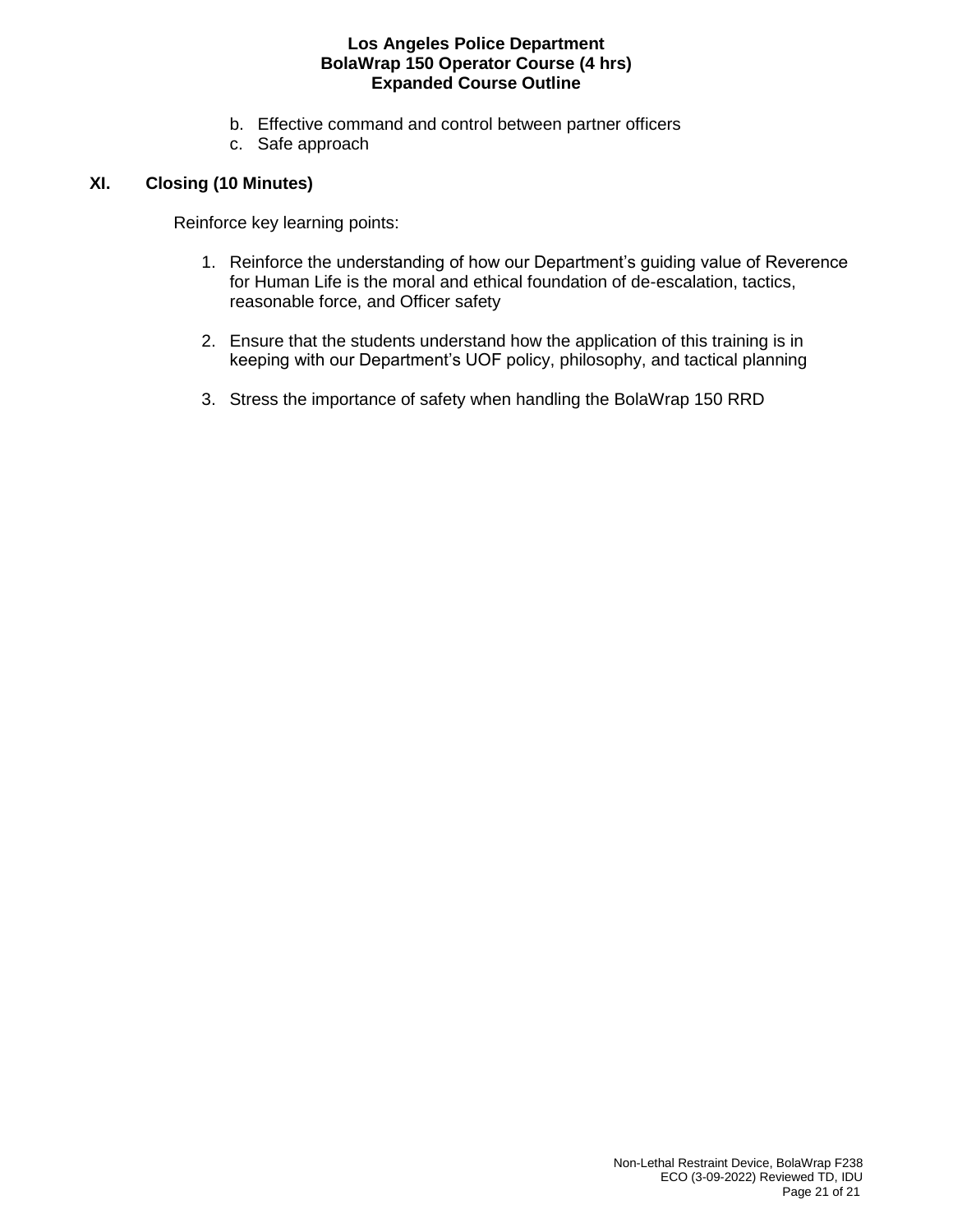b. Effective command and control between partner officers
c. Safe approach

## XI. Closing (10 Minutes)

Reinforce key learning points:

1. Reinforce the understanding of how our Department's guiding value of Reverence for Human Life is the moral and ethical foundation of de-escalation, tactics, reasonable force, and Officer safety

2. Ensure that the students understand how the application of this training is in keeping with our Department's UOF policy, philosophy, and tactical planning

3. Stress the importance of safety when handling the BolaWrap 150 RRD